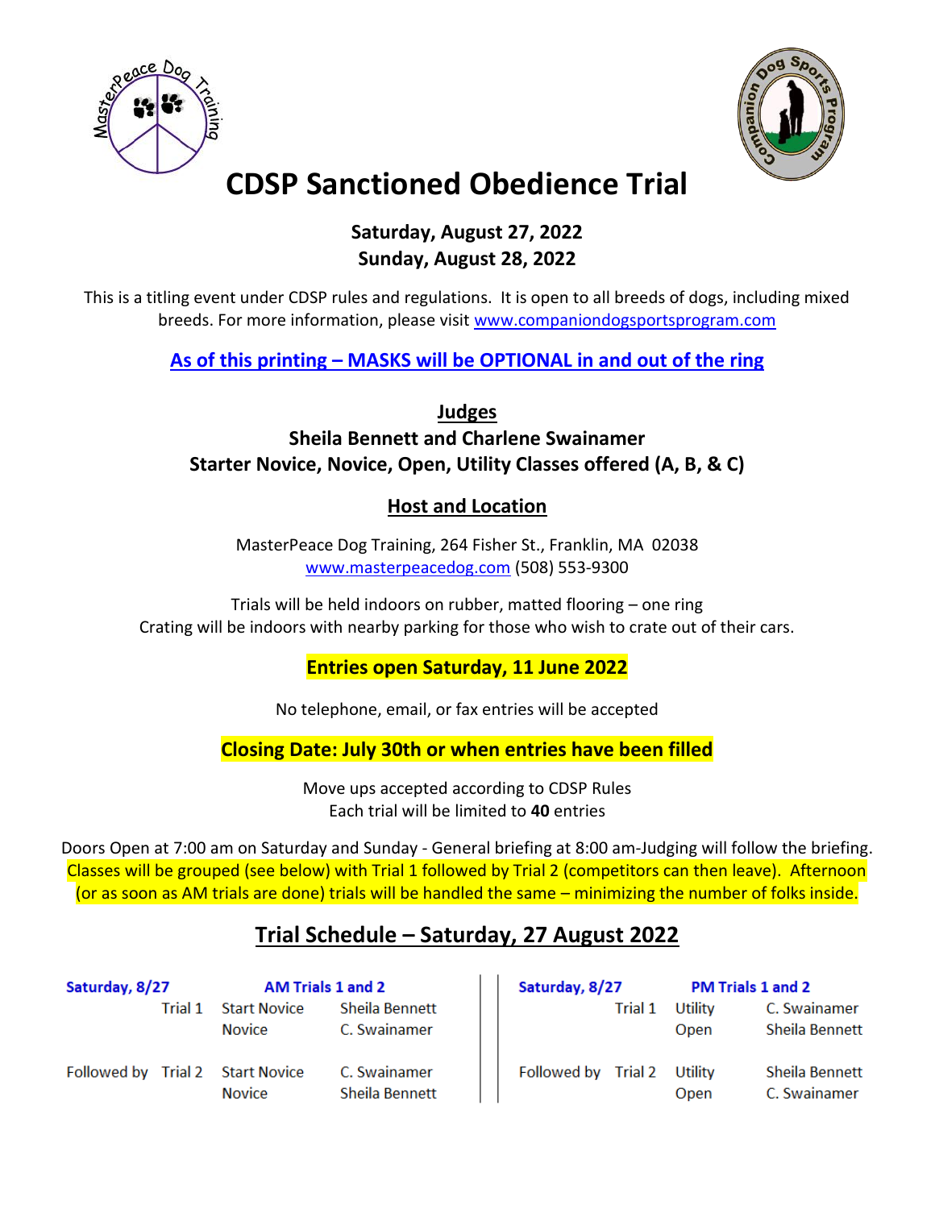# CDSP Sanctioned Obedience Trial

**Saturday, August 27, 2022**
**Sunday, August 28, 2022**

This is a titling event under CDSP rules and regulations. It is open to all breeds of dogs, including mixed breeds. For more information, please visit www.companiondogsportsprogram.com

**As of this printing – MASKS will be OPTIONAL in and out of the ring**

## Judges

**Sheila Bennett and Charlene Swainamer**
**Starter Novice, Novice, Open, Utility Classes offered (A, B, & C)**

## Host and Location

MasterPeace Dog Training, 264 Fisher St., Franklin, MA 02038
www.masterpeacedog.com (508) 553-9300

Trials will be held indoors on rubber, matted flooring – one ring
Crating will be indoors with nearby parking for those who wish to crate out of their cars.

**Entries open Saturday, 11 June 2022**

No telephone, email, or fax entries will be accepted

**Closing Date: July 30th or when entries have been filled**

Move ups accepted according to CDSP Rules
Each trial will be limited to **40** entries

Doors Open at 7:00 am on Saturday and Sunday - General briefing at 8:00 am-Judging will follow the briefing. Classes will be grouped (see below) with Trial 1 followed by Trial 2 (competitors can then leave). Afternoon (or as soon as AM trials are done) trials will be handled the same – minimizing the number of folks inside.

## Trial Schedule – Saturday, 27 August 2022

| Saturday, 8/27 | | AM Trials 1 and 2 | |
|---|---|---|---|
| | Trial 1 | Start Novice | Sheila Bennett |
| | | Novice | C. Swainamer |
| Followed by | Trial 2 | Start Novice | C. Swainamer |
| | | Novice | Sheila Bennett |

| Saturday, 8/27 | | PM Trials 1 and 2 | |
|---|---|---|---|
| | Trial 1 | Utility | C. Swainamer |
| | | Open | Sheila Bennett |
| Followed by | Trial 2 | Utility | Sheila Bennett |
| | | Open | C. Swainamer |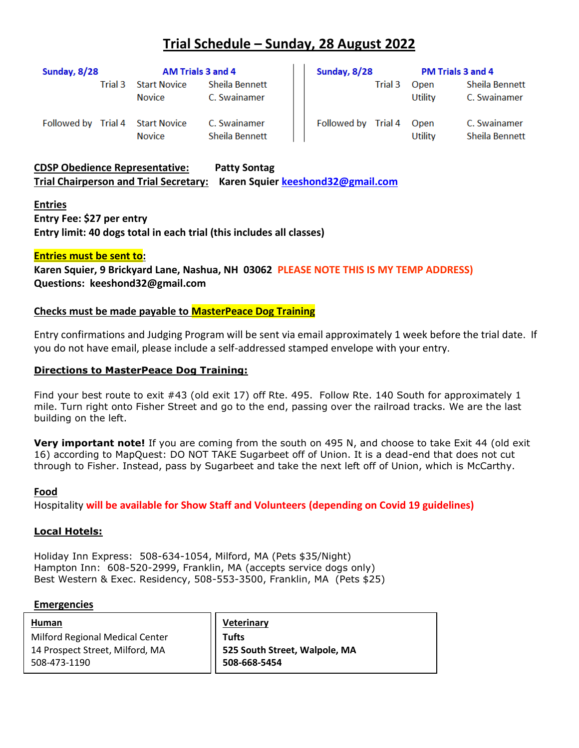# Trial Schedule – Sunday, 28 August 2022

| Sunday, 8/28 | | AM Trials 3 and 4 | |
|---|---|---|---|
| | Trial 3 | Start Novice | Sheila Bennett |
| | | Novice | C. Swainamer |
| Followed by | Trial 4 | Start Novice | C. Swainamer |
| | | Novice | Sheila Bennett |

| Sunday, 8/28 | | PM Trials 3 and 4 | |
|---|---|---|---|
| | Trial 3 | Open | Sheila Bennett |
| | | Utility | C. Swainamer |
| Followed by | Trial 4 | Open | C. Swainamer |
| | | Utility | Sheila Bennett |

**CDSP Obedience Representative:** **Patty Sontag**
**Trial Chairperson and Trial Secretary:** **Karen Squier keeshond32@gmail.com**

**Entries**
**Entry Fee: $27 per entry**
**Entry limit: 40 dogs total in each trial (this includes all classes)**

**Entries must be sent to:**
**Karen Squier, 9 Brickyard Lane, Nashua, NH 03062** **PLEASE NOTE THIS IS MY TEMP ADDRESS)**
**Questions: keeshond32@gmail.com**

**Checks must be made payable to MasterPeace Dog Training**

Entry confirmations and Judging Program will be sent via email approximately 1 week before the trial date. If you do not have email, please include a self-addressed stamped envelope with your entry.

**Directions to MasterPeace Dog Training:**

Find your best route to exit #43 (old exit 17) off Rte. 495. Follow Rte. 140 South for approximately 1 mile. Turn right onto Fisher Street and go to the end, passing over the railroad tracks. We are the last building on the left.

**Very important note!** If you are coming from the south on 495 N, and choose to take Exit 44 (old exit 16) according to MapQuest: DO NOT TAKE Sugarbeet off of Union. It is a dead-end that does not cut through to Fisher. Instead, pass by Sugarbeet and take the next left off of Union, which is McCarthy.

**Food**
Hospitality **will be available for Show Staff and Volunteers (depending on Covid 19 guidelines)**

**Local Hotels:**

Holiday Inn Express: 508-634-1054, Milford, MA (Pets $35/Night)
Hampton Inn: 608-520-2999, Franklin, MA (accepts service dogs only)
Best Western & Exec. Residency, 508-553-3500, Franklin, MA (Pets $25)

**Emergencies**

| Human | Veterinary |
|---|---|
| Milford Regional Medical Center | **Tufts** |
| 14 Prospect Street, Milford, MA | **525 South Street, Walpole, MA** |
| 508-473-1190 | **508-668-5454** |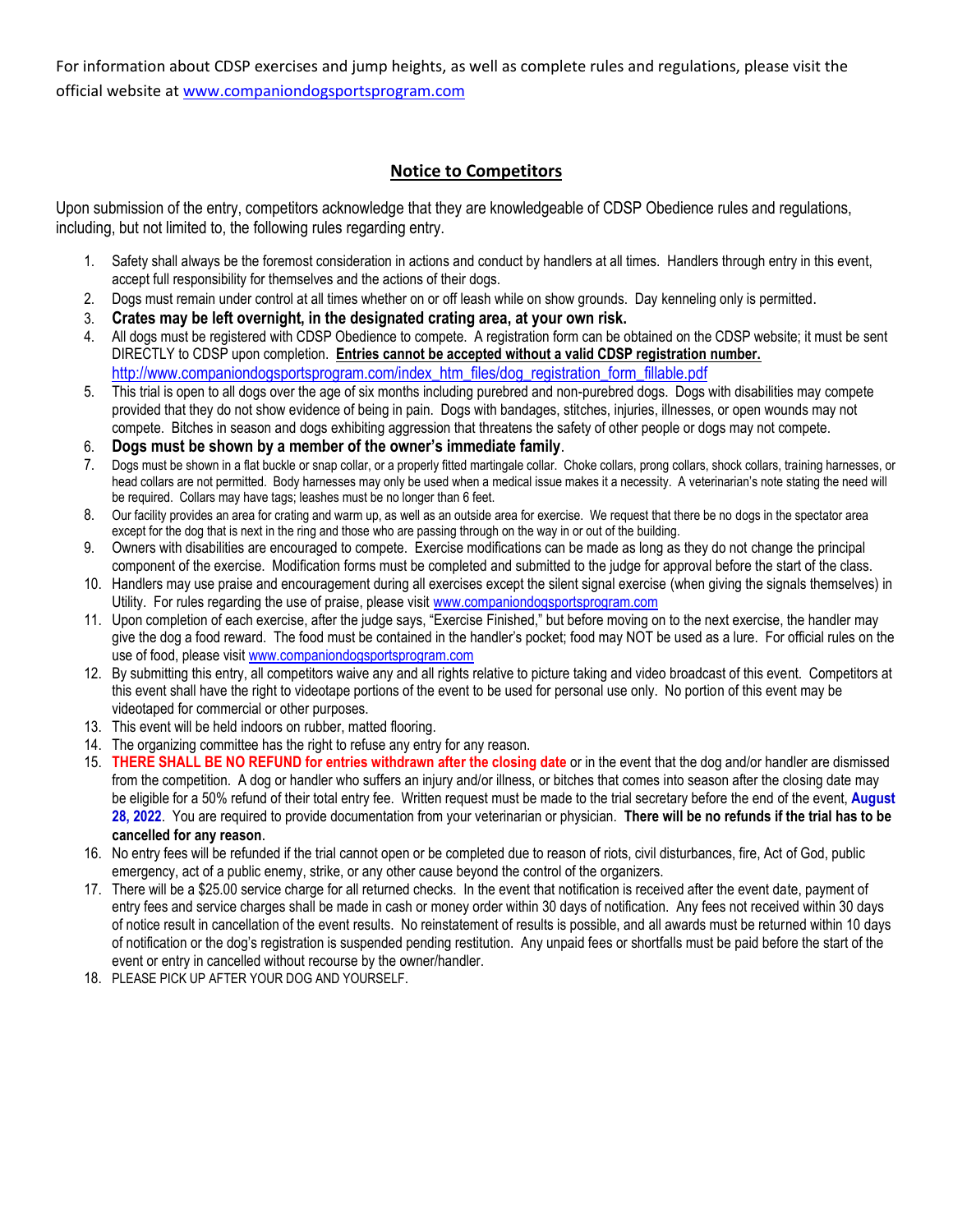For information about CDSP exercises and jump heights, as well as complete rules and regulations, please visit the official website at www.companiondogsportsprogram.com

## Notice to Competitors

Upon submission of the entry, competitors acknowledge that they are knowledgeable of CDSP Obedience rules and regulations, including, but not limited to, the following rules regarding entry.

1. Safety shall always be the foremost consideration in actions and conduct by handlers at all times. Handlers through entry in this event, accept full responsibility for themselves and the actions of their dogs.
2. Dogs must remain under control at all times whether on or off leash while on show grounds. Day kenneling only is permitted.
3. **Crates may be left overnight, in the designated crating area, at your own risk.**
4. All dogs must be registered with CDSP Obedience to compete. A registration form can be obtained on the CDSP website; it must be sent DIRECTLY to CDSP upon completion. **Entries cannot be accepted without a valid CDSP registration number.** http://www.companiondogsportsprogram.com/index_htm_files/dog_registration_form_fillable.pdf
5. This trial is open to all dogs over the age of six months including purebred and non-purebred dogs. Dogs with disabilities may compete provided that they do not show evidence of being in pain. Dogs with bandages, stitches, injuries, illnesses, or open wounds may not compete. Bitches in season and dogs exhibiting aggression that threatens the safety of other people or dogs may not compete.
6. **Dogs must be shown by a member of the owner's immediate family**.
7. Dogs must be shown in a flat buckle or snap collar, or a properly fitted martingale collar. Choke collars, prong collars, shock collars, training harnesses, or head collars are not permitted. Body harnesses may only be used when a medical issue makes it a necessity. A veterinarian's note stating the need will be required. Collars may have tags; leashes must be no longer than 6 feet.
8. Our facility provides an area for crating and warm up, as well as an outside area for exercise. We request that there be no dogs in the spectator area except for the dog that is next in the ring and those who are passing through on the way in or out of the building.
9. Owners with disabilities are encouraged to compete. Exercise modifications can be made as long as they do not change the principal component of the exercise. Modification forms must be completed and submitted to the judge for approval before the start of the class.
10. Handlers may use praise and encouragement during all exercises except the silent signal exercise (when giving the signals themselves) in Utility. For rules regarding the use of praise, please visit www.companiondogsportsprogram.com
11. Upon completion of each exercise, after the judge says, "Exercise Finished," but before moving on to the next exercise, the handler may give the dog a food reward. The food must be contained in the handler's pocket; food may NOT be used as a lure. For official rules on the use of food, please visit www.companiondogsportsprogram.com
12. By submitting this entry, all competitors waive any and all rights relative to picture taking and video broadcast of this event. Competitors at this event shall have the right to videotape portions of the event to be used for personal use only. No portion of this event may be videotaped for commercial or other purposes.
13. This event will be held indoors on rubber, matted flooring.
14. The organizing committee has the right to refuse any entry for any reason.
15. **THERE SHALL BE NO REFUND for entries withdrawn after the closing date** or in the event that the dog and/or handler are dismissed from the competition. A dog or handler who suffers an injury and/or illness, or bitches that comes into season after the closing date may be eligible for a 50% refund of their total entry fee. Written request must be made to the trial secretary before the end of the event, **August 28, 2022**. You are required to provide documentation from your veterinarian or physician. **There will be no refunds if the trial has to be cancelled for any reason**.
16. No entry fees will be refunded if the trial cannot open or be completed due to reason of riots, civil disturbances, fire, Act of God, public emergency, act of a public enemy, strike, or any other cause beyond the control of the organizers.
17. There will be a $25.00 service charge for all returned checks. In the event that notification is received after the event date, payment of entry fees and service charges shall be made in cash or money order within 30 days of notification. Any fees not received within 30 days of notice result in cancellation of the event results. No reinstatement of results is possible, and all awards must be returned within 10 days of notification or the dog's registration is suspended pending restitution. Any unpaid fees or shortfalls must be paid before the start of the event or entry in cancelled without recourse by the owner/handler.
18. PLEASE PICK UP AFTER YOUR DOG AND YOURSELF.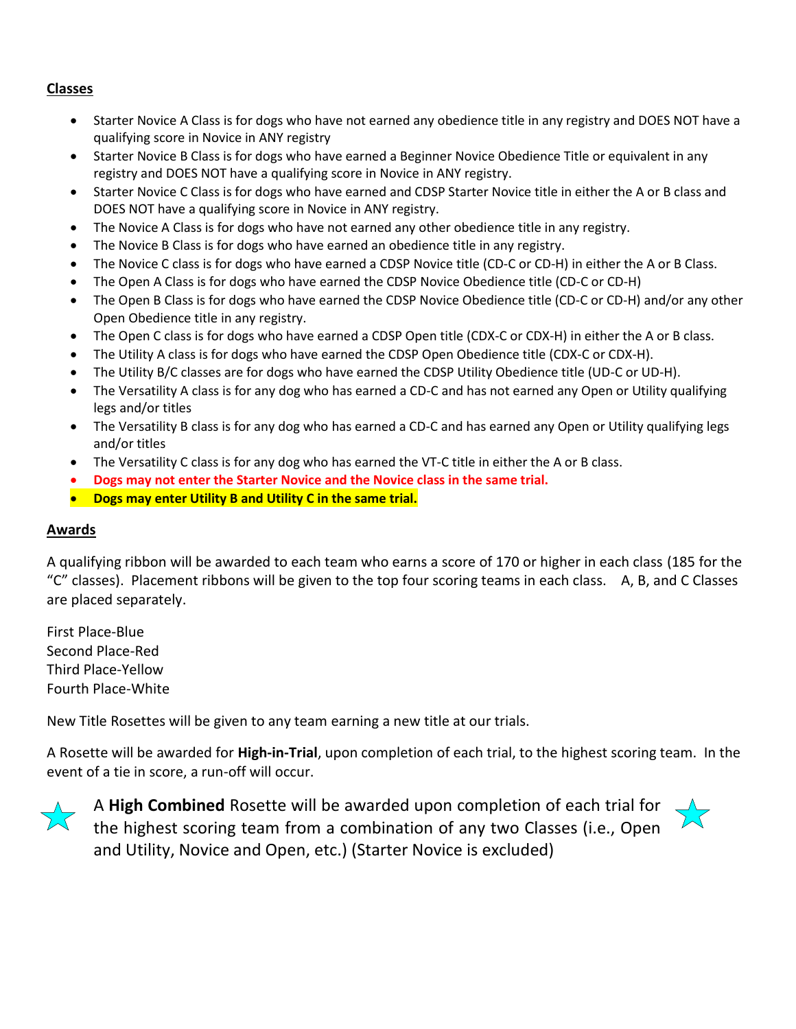## Classes

- Starter Novice A Class is for dogs who have not earned any obedience title in any registry and DOES NOT have a qualifying score in Novice in ANY registry
- Starter Novice B Class is for dogs who have earned a Beginner Novice Obedience Title or equivalent in any registry and DOES NOT have a qualifying score in Novice in ANY registry.
- Starter Novice C Class is for dogs who have earned and CDSP Starter Novice title in either the A or B class and DOES NOT have a qualifying score in Novice in ANY registry.
- The Novice A Class is for dogs who have not earned any other obedience title in any registry.
- The Novice B Class is for dogs who have earned an obedience title in any registry.
- The Novice C class is for dogs who have earned a CDSP Novice title (CD-C or CD-H) in either the A or B Class.
- The Open A Class is for dogs who have earned the CDSP Novice Obedience title (CD-C or CD-H)
- The Open B Class is for dogs who have earned the CDSP Novice Obedience title (CD-C or CD-H) and/or any other Open Obedience title in any registry.
- The Open C class is for dogs who have earned a CDSP Open title (CDX-C or CDX-H) in either the A or B class.
- The Utility A class is for dogs who have earned the CDSP Open Obedience title (CDX-C or CDX-H).
- The Utility B/C classes are for dogs who have earned the CDSP Utility Obedience title (UD-C or UD-H).
- The Versatility A class is for any dog who has earned a CD-C and has not earned any Open or Utility qualifying legs and/or titles
- The Versatility B class is for any dog who has earned a CD-C and has earned any Open or Utility qualifying legs and/or titles
- The Versatility C class is for any dog who has earned the VT-C title in either the A or B class.
- **Dogs may not enter the Starter Novice and the Novice class in the same trial.**
- **Dogs may enter Utility B and Utility C in the same trial.**

## Awards

A qualifying ribbon will be awarded to each team who earns a score of 170 or higher in each class (185 for the "C" classes). Placement ribbons will be given to the top four scoring teams in each class. A, B, and C Classes are placed separately.

First Place-Blue
Second Place-Red
Third Place-Yellow
Fourth Place-White

New Title Rosettes will be given to any team earning a new title at our trials.

A Rosette will be awarded for **High-in-Trial**, upon completion of each trial, to the highest scoring team. In the event of a tie in score, a run-off will occur.

A **High Combined** Rosette will be awarded upon completion of each trial for the highest scoring team from a combination of any two Classes (i.e., Open and Utility, Novice and Open, etc.) (Starter Novice is excluded)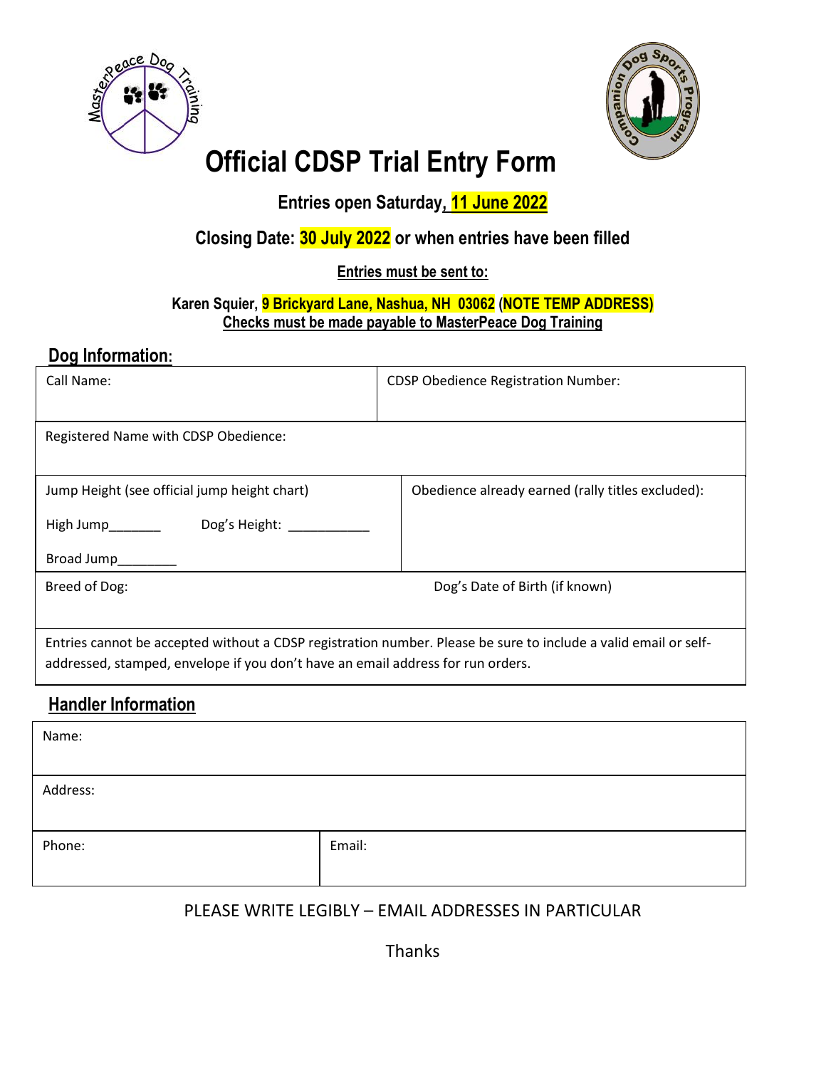# Official CDSP Trial Entry Form

**Entries open Saturday, 11 June 2022**

**Closing Date: 30 July 2022 or when entries have been filled**

**Entries must be sent to:**

**Karen Squier, 9 Brickyard Lane, Nashua, NH 03062 (NOTE TEMP ADDRESS)**
**Checks must be made payable to MasterPeace Dog Training**

## Dog Information:

| Call Name: | CDSP Obedience Registration Number: |
|---|---|
| Registered Name with CDSP Obedience: | |
| Jump Height (see official jump height chart)<br>High Jump_______ Dog's Height: ___________<br>Broad Jump________ | Obedience already earned (rally titles excluded): |
| Breed of Dog: | Dog's Date of Birth (if known) |
| Entries cannot be accepted without a CDSP registration number. Please be sure to include a valid email or self-addressed, stamped, envelope if you don't have an email address for run orders. | |

## Handler Information

| Name: | |
|---|---|
| Address: | |
| Phone: | Email: |

PLEASE WRITE LEGIBLY – EMAIL ADDRESSES IN PARTICULAR

Thanks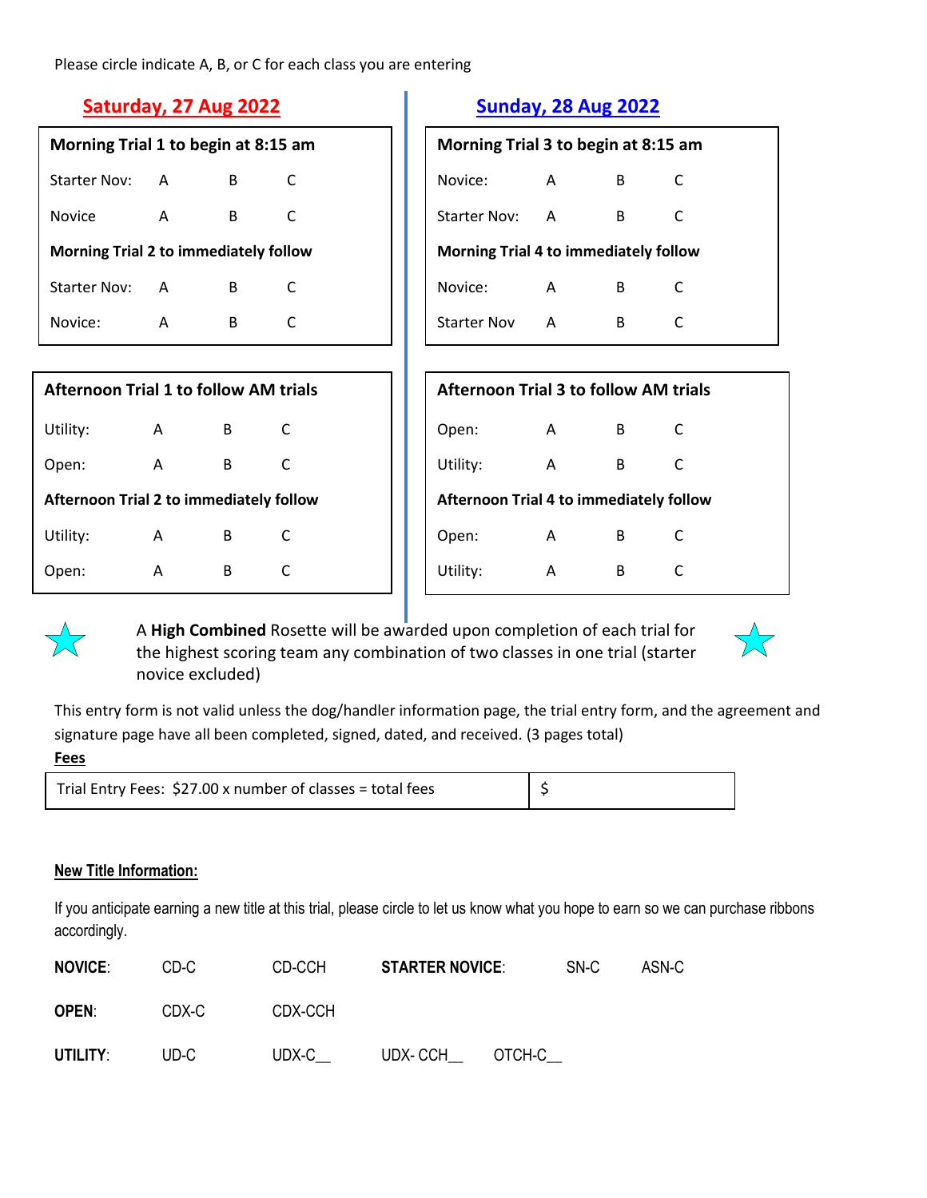Please circle indicate A, B, or C for each class you are entering

## Saturday, 27 Aug 2022

**Morning Trial 1 to begin at 8:15 am**

| | | | |
|---|---|---|---|
| Starter Nov: | A | B | C |
| Novice | A | B | C |

**Morning Trial 2 to immediately follow**

| | | | |
|---|---|---|---|
| Starter Nov: | A | B | C |
| Novice: | A | B | C |

**Afternoon Trial 1 to follow AM trials**

| | | | |
|---|---|---|---|
| Utility: | A | B | C |
| Open: | A | B | C |

**Afternoon Trial 2 to immediately follow**

| | | | |
|---|---|---|---|
| Utility: | A | B | C |
| Open: | A | B | C |

## Sunday, 28 Aug 2022

**Morning Trial 3 to begin at 8:15 am**

| | | | |
|---|---|---|---|
| Novice: | A | B | C |
| Starter Nov: | A | B | C |

**Morning Trial 4 to immediately follow**

| | | | |
|---|---|---|---|
| Novice: | A | B | C |
| Starter Nov | A | B | C |

**Afternoon Trial 3 to follow AM trials**

| | | | |
|---|---|---|---|
| Open: | A | B | C |
| Utility: | A | B | C |

**Afternoon Trial 4 to immediately follow**

| | | | |
|---|---|---|---|
| Open: | A | B | C |
| Utility: | A | B | C |

A **High Combined** Rosette will be awarded upon completion of each trial for the highest scoring team any combination of two classes in one trial (starter novice excluded)

This entry form is not valid unless the dog/handler information page, the trial entry form, and the agreement and signature page have all been completed, signed, dated, and received. (3 pages total)

**Fees**

| | |
|---|---|
| Trial Entry Fees: $27.00 x number of classes = total fees | $ |

**New Title Information:**

If you anticipate earning a new title at this trial, please circle to let us know what you hope to earn so we can purchase ribbons accordingly.

| | | | | | |
|---|---|---|---|---|---|
| **NOVICE**: | CD-C | CD-CCH | **STARTER NOVICE**: | SN-C | ASN-C |
| **OPEN**: | CDX-C | CDX-CCH | | | |
| **UTILITY**: | UD-C | UDX-C__ | UDX- CCH__ | OTCH-C__ | |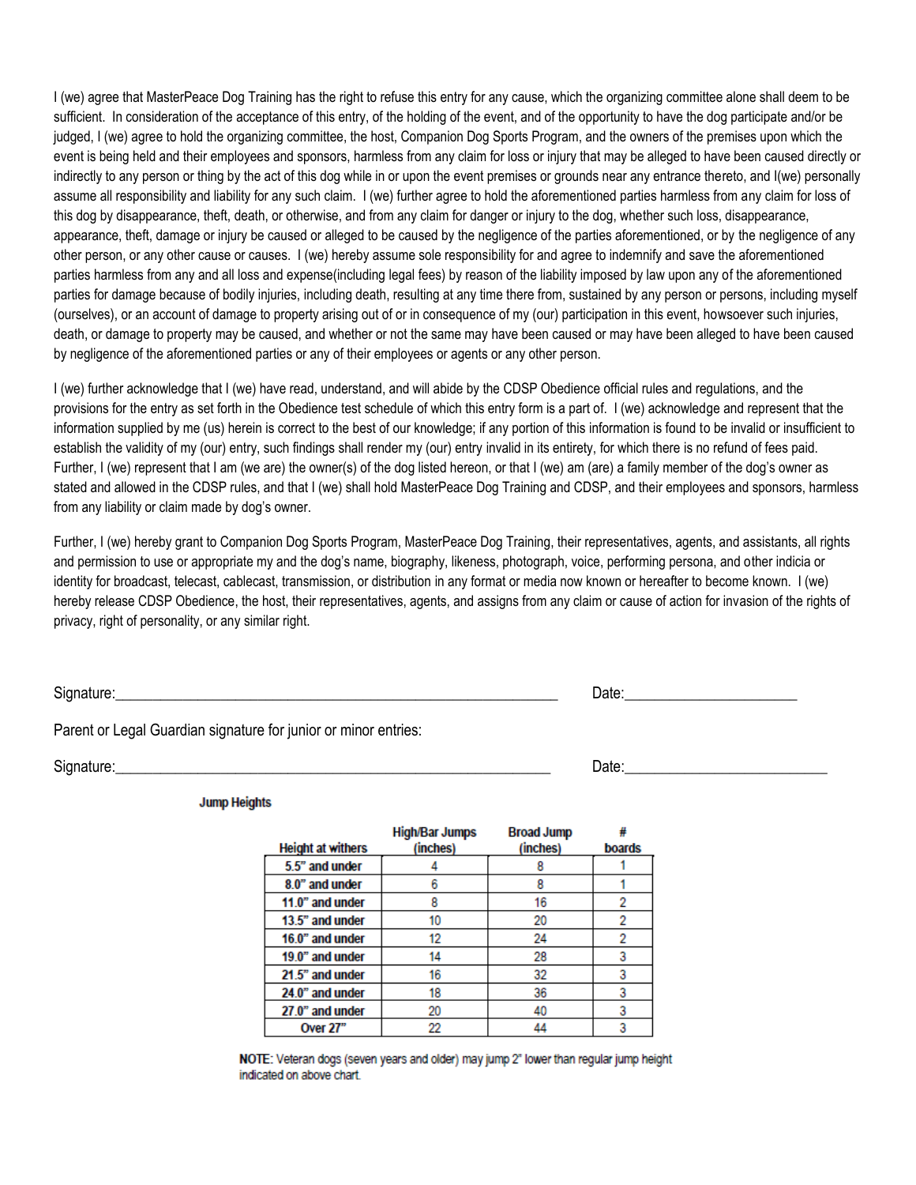I (we) agree that MasterPeace Dog Training has the right to refuse this entry for any cause, which the organizing committee alone shall deem to be sufficient. In consideration of the acceptance of this entry, of the holding of the event, and of the opportunity to have the dog participate and/or be judged, I (we) agree to hold the organizing committee, the host, Companion Dog Sports Program, and the owners of the premises upon which the event is being held and their employees and sponsors, harmless from any claim for loss or injury that may be alleged to have been caused directly or indirectly to any person or thing by the act of this dog while in or upon the event premises or grounds near any entrance thereto, and I(we) personally assume all responsibility and liability for any such claim. I (we) further agree to hold the aforementioned parties harmless from any claim for loss of this dog by disappearance, theft, death, or otherwise, and from any claim for danger or injury to the dog, whether such loss, disappearance, appearance, theft, damage or injury be caused or alleged to be caused by the negligence of the parties aforementioned, or by the negligence of any other person, or any other cause or causes. I (we) hereby assume sole responsibility for and agree to indemnify and save the aforementioned parties harmless from any and all loss and expense(including legal fees) by reason of the liability imposed by law upon any of the aforementioned parties for damage because of bodily injuries, including death, resulting at any time there from, sustained by any person or persons, including myself (ourselves), or an account of damage to property arising out of or in consequence of my (our) participation in this event, howsoever such injuries, death, or damage to property may be caused, and whether or not the same may have been caused or may have been alleged to have been caused by negligence of the aforementioned parties or any of their employees or agents or any other person.

I (we) further acknowledge that I (we) have read, understand, and will abide by the CDSP Obedience official rules and regulations, and the provisions for the entry as set forth in the Obedience test schedule of which this entry form is a part of. I (we) acknowledge and represent that the information supplied by me (us) herein is correct to the best of our knowledge; if any portion of this information is found to be invalid or insufficient to establish the validity of my (our) entry, such findings shall render my (our) entry invalid in its entirety, for which there is no refund of fees paid. Further, I (we) represent that I am (we are) the owner(s) of the dog listed hereon, or that I (we) am (are) a family member of the dog's owner as stated and allowed in the CDSP rules, and that I (we) shall hold MasterPeace Dog Training and CDSP, and their employees and sponsors, harmless from any liability or claim made by dog's owner.

Further, I (we) hereby grant to Companion Dog Sports Program, MasterPeace Dog Training, their representatives, agents, and assistants, all rights and permission to use or appropriate my and the dog's name, biography, likeness, photograph, voice, performing persona, and other indicia or identity for broadcast, telecast, cablecast, transmission, or distribution in any format or media now known or hereafter to become known. I (we) hereby release CDSP Obedience, the host, their representatives, agents, and assigns from any claim or cause of action for invasion of the rights of privacy, right of personality, or any similar right.

Signature:_____________________________________________________________ Date:______________________

Parent or Legal Guardian signature for junior or minor entries:

Signature:____________________________________________________________ Date:__________________________

**Jump Heights**

| Height at withers | High/Bar Jumps (inches) | Broad Jump (inches) | # boards |
|---|---|---|---|
| 5.5" and under | 4 | 8 | 1 |
| 8.0" and under | 6 | 8 | 1 |
| 11.0" and under | 8 | 16 | 2 |
| 13.5" and under | 10 | 20 | 2 |
| 16.0" and under | 12 | 24 | 2 |
| 19.0" and under | 14 | 28 | 3 |
| 21.5" and under | 16 | 32 | 3 |
| 24.0" and under | 18 | 36 | 3 |
| 27.0" and under | 20 | 40 | 3 |
| Over 27" | 22 | 44 | 3 |

**NOTE:** Veteran dogs (seven years and older) may jump 2" lower than regular jump height indicated on above chart.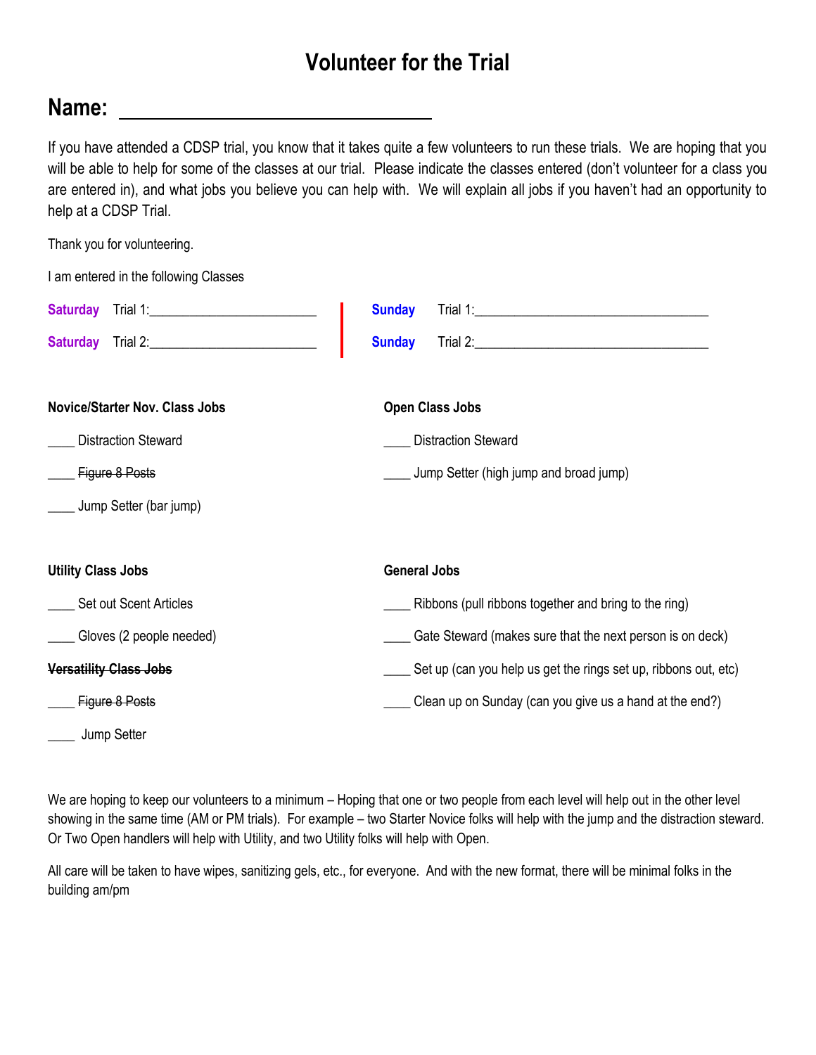# Volunteer for the Trial

## Name: ________________________________

If you have attended a CDSP trial, you know that it takes quite a few volunteers to run these trials. We are hoping that you will be able to help for some of the classes at our trial. Please indicate the classes entered (don't volunteer for a class you are entered in), and what jobs you believe you can help with. We will explain all jobs if you haven't had an opportunity to help at a CDSP Trial.

Thank you for volunteering.

I am entered in the following Classes

**Saturday** Trial 1:________________________

**Saturday** Trial 2:________________________

**Sunday** Trial 1:__________________________________

**Sunday** Trial 2:__________________________________

**Novice/Starter Nov. Class Jobs**

____ Distraction Steward

____ ~~Figure 8 Posts~~

____ Jump Setter (bar jump)

**Open Class Jobs**

____ Distraction Steward

____ Jump Setter (high jump and broad jump)

**Utility Class Jobs**

____ Set out Scent Articles

____ Gloves (2 people needed)

~~**Versatility Class Jobs**~~

____ ~~Figure 8 Posts~~

____ Jump Setter

**General Jobs**

____ Ribbons (pull ribbons together and bring to the ring)

____ Gate Steward (makes sure that the next person is on deck)

____ Set up (can you help us get the rings set up, ribbons out, etc)

____ Clean up on Sunday (can you give us a hand at the end?)

We are hoping to keep our volunteers to a minimum – Hoping that one or two people from each level will help out in the other level showing in the same time (AM or PM trials). For example – two Starter Novice folks will help with the jump and the distraction steward. Or Two Open handlers will help with Utility, and two Utility folks will help with Open.

All care will be taken to have wipes, sanitizing gels, etc., for everyone. And with the new format, there will be minimal folks in the building am/pm